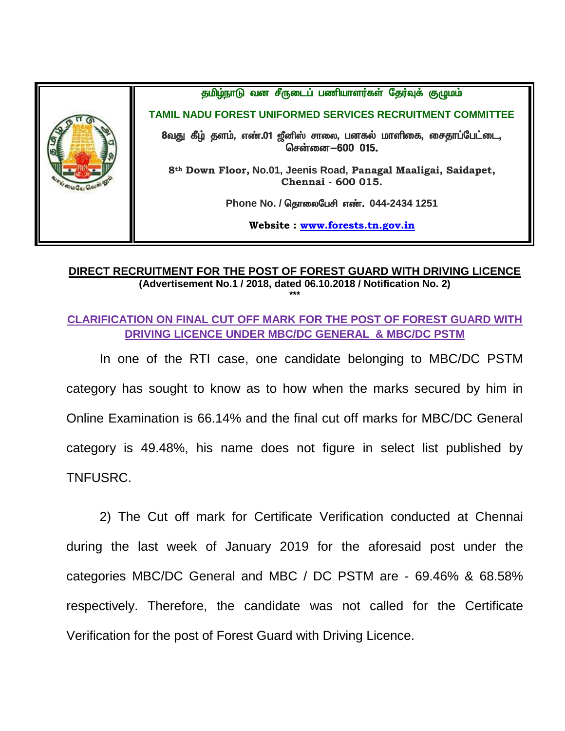தமிழ்நாடு வன சீருடைப் பணியாளர்கள் தேர்வுக் குழுமம்

**TAMIL NADU FOREST UNIFORMED SERVICES RECRUITMENT COMMITTEE**

8வது கீழ் தளம், எண்.01 ஜீனிஸ் சாலை, பனகல் மாளிகை, சைதாப்பேட்டை, சென்னை–600 015.

**8th Down Floor, No.01, Jeenis Road, Panagal Maaligai, Saidapet, Chennai - 600 015.**

**Phone No. / தொலைபேசி எண். 044-2434 1251**

**Website : [www.forests.tn.gov.in](http://www.forests.tn.gov.in)**

## DIRECT RECRUITMENT FOR THE POST OF FOREST GUARD WITH DRIVING LICENCE

**(Advertisement No.1 / 2018, dated 06.10.2018 / Notification No. 2)**

***

### CLARIFICATION ON FINAL CUT OFF MARK FOR THE POST OF FOREST GUARD WITH DRIVING LICENCE UNDER MBC/DC GENERAL & MBC/DC PSTM

In one of the RTI case, one candidate belonging to MBC/DC PSTM category has sought to know as to how when the marks secured by him in Online Examination is 66.14% and the final cut off marks for MBC/DC General category is 49.48%, his name does not figure in select list published by TNFUSRC.

2) The Cut off mark for Certificate Verification conducted at Chennai during the last week of January 2019 for the aforesaid post under the categories MBC/DC General and MBC / DC PSTM are - 69.46% & 68.58% respectively. Therefore, the candidate was not called for the Certificate Verification for the post of Forest Guard with Driving Licence.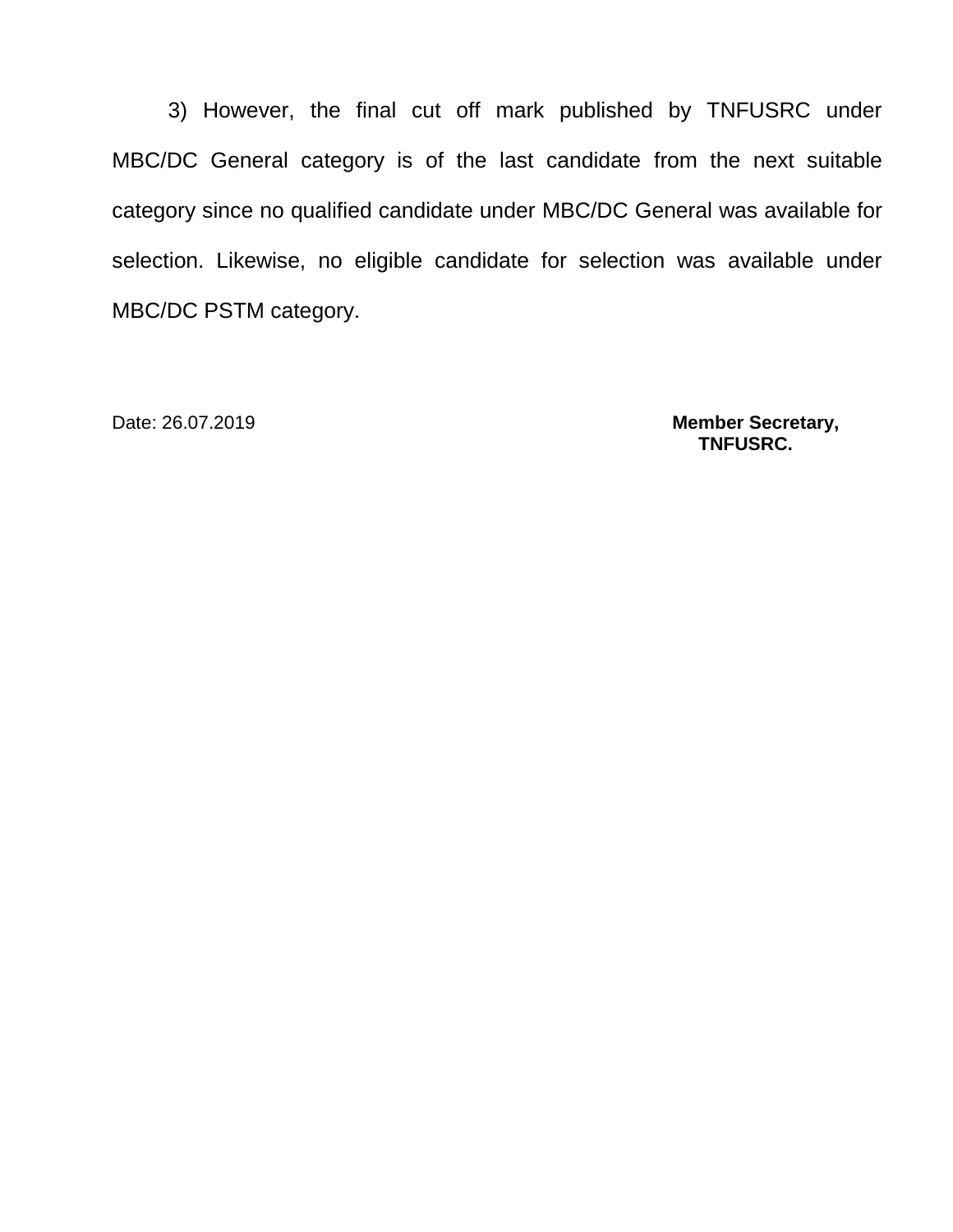3) However, the final cut off mark published by TNFUSRC under MBC/DC General category is of the last candidate from the next suitable category since no qualified candidate under MBC/DC General was available for selection. Likewise, no eligible candidate for selection was available under MBC/DC PSTM category.

Date: 26.07.2019

**Member Secretary,**
**TNFUSRC.**